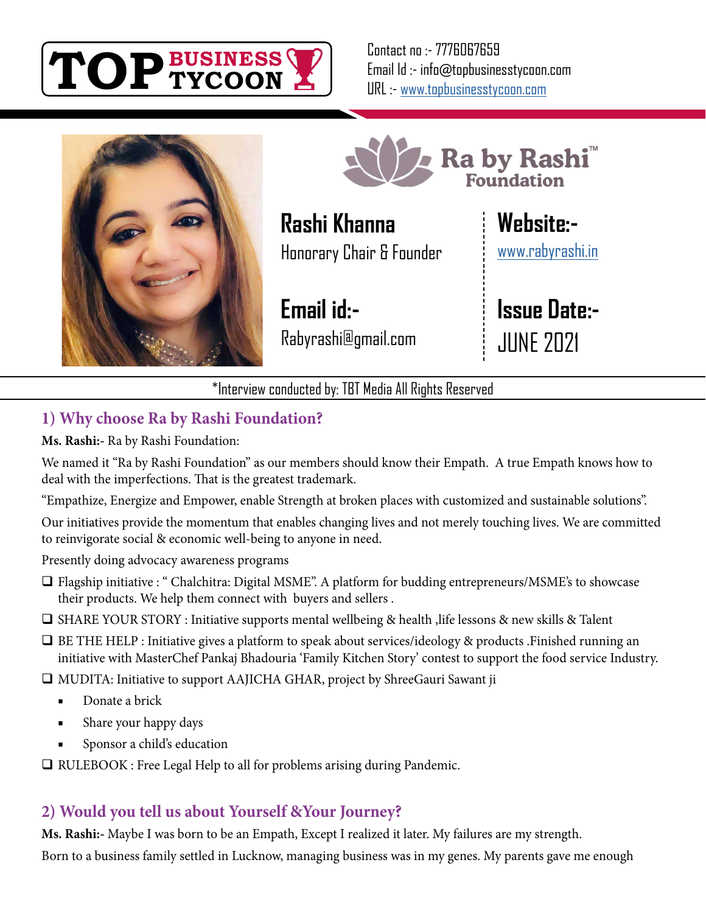TOP BUSINESS TYCOON

Contact no :- 7776067659
Email Id :- info@topbusinesstycoon.com
URL :- www.topbusinesstycoon.com

Ra by Rashi™ Foundation

**Rashi Khanna**
Honorary Chair & Founder

**Website:-**
www.rabyrashi.in

**Email id:-**
Rabyrashi@gmail.com

**Issue Date:-**
JUNE 2021

*Interview conducted by: TBT Media All Rights Reserved

## 1) Why choose Ra by Rashi Foundation?

**Ms. Rashi:-** Ra by Rashi Foundation:

We named it "Ra by Rashi Foundation" as our members should know their Empath. A true Empath knows how to deal with the imperfections. That is the greatest trademark.

"Empathize, Energize and Empower, enable Strength at broken places with customized and sustainable solutions".

Our initiatives provide the momentum that enables changing lives and not merely touching lives. We are committed to reinvigorate social & economic well-being to anyone in need.

Presently doing advocacy awareness programs

- Flagship initiative : " Chalchitra: Digital MSME". A platform for budding entrepreneurs/MSME's to showcase their products. We help them connect with buyers and sellers .
- SHARE YOUR STORY : Initiative supports mental wellbeing & health ,life lessons & new skills & Talent
- BE THE HELP : Initiative gives a platform to speak about services/ideology & products .Finished running an initiative with MasterChef Pankaj Bhadouria 'Family Kitchen Story' contest to support the food service Industry.
- MUDITA: Initiative to support AAJICHA GHAR, project by ShreeGauri Sawant ji
  - Donate a brick
  - Share your happy days
  - Sponsor a child's education
- RULEBOOK : Free Legal Help to all for problems arising during Pandemic.

## 2) Would you tell us about Yourself &Your Journey?

**Ms. Rashi:-** Maybe I was born to be an Empath, Except I realized it later. My failures are my strength.

Born to a business family settled in Lucknow, managing business was in my genes. My parents gave me enough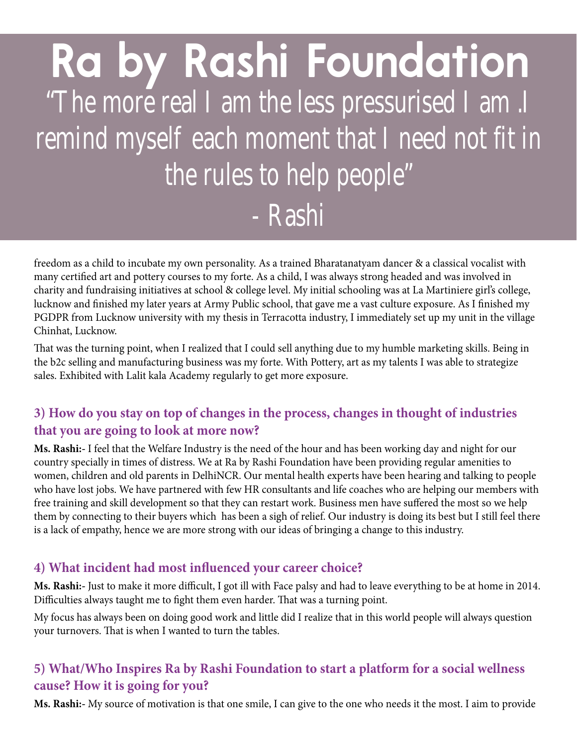# Ra by Rashi Foundation

"The more real I am the less pressurised I am .I remind myself each moment that I need not fit in the rules to help people"

- Rashi

freedom as a child to incubate my own personality. As a trained Bharatanatyam dancer & a classical vocalist with many certified art and pottery courses to my forte. As a child, I was always strong headed and was involved in charity and fundraising initiatives at school & college level. My initial schooling was at La Martiniere girl's college, lucknow and finished my later years at Army Public school, that gave me a vast culture exposure. As I finished my PGDPR from Lucknow university with my thesis in Terracotta industry, I immediately set up my unit in the village Chinhat, Lucknow.

That was the turning point, when I realized that I could sell anything due to my humble marketing skills. Being in the b2c selling and manufacturing business was my forte. With Pottery, art as my talents I was able to strategize sales. Exhibited with Lalit kala Academy regularly to get more exposure.

### 3) How do you stay on top of changes in the process, changes in thought of industries that you are going to look at more now?

**Ms. Rashi:**- I feel that the Welfare Industry is the need of the hour and has been working day and night for our country specially in times of distress. We at Ra by Rashi Foundation have been providing regular amenities to women, children and old parents in DelhiNCR. Our mental health experts have been hearing and talking to people who have lost jobs. We have partnered with few HR consultants and life coaches who are helping our members with free training and skill development so that they can restart work. Business men have suffered the most so we help them by connecting to their buyers which has been a sigh of relief. Our industry is doing its best but I still feel there is a lack of empathy, hence we are more strong with our ideas of bringing a change to this industry.

### 4) What incident had most influenced your career choice?

**Ms. Rashi:**- Just to make it more difficult, I got ill with Face palsy and had to leave everything to be at home in 2014. Difficulties always taught me to fight them even harder. That was a turning point.

My focus has always been on doing good work and little did I realize that in this world people will always question your turnovers. That is when I wanted to turn the tables.

### 5) What/Who Inspires Ra by Rashi Foundation to start a platform for a social wellness cause? How it is going for you?

**Ms. Rashi:**- My source of motivation is that one smile, I can give to the one who needs it the most. I aim to provide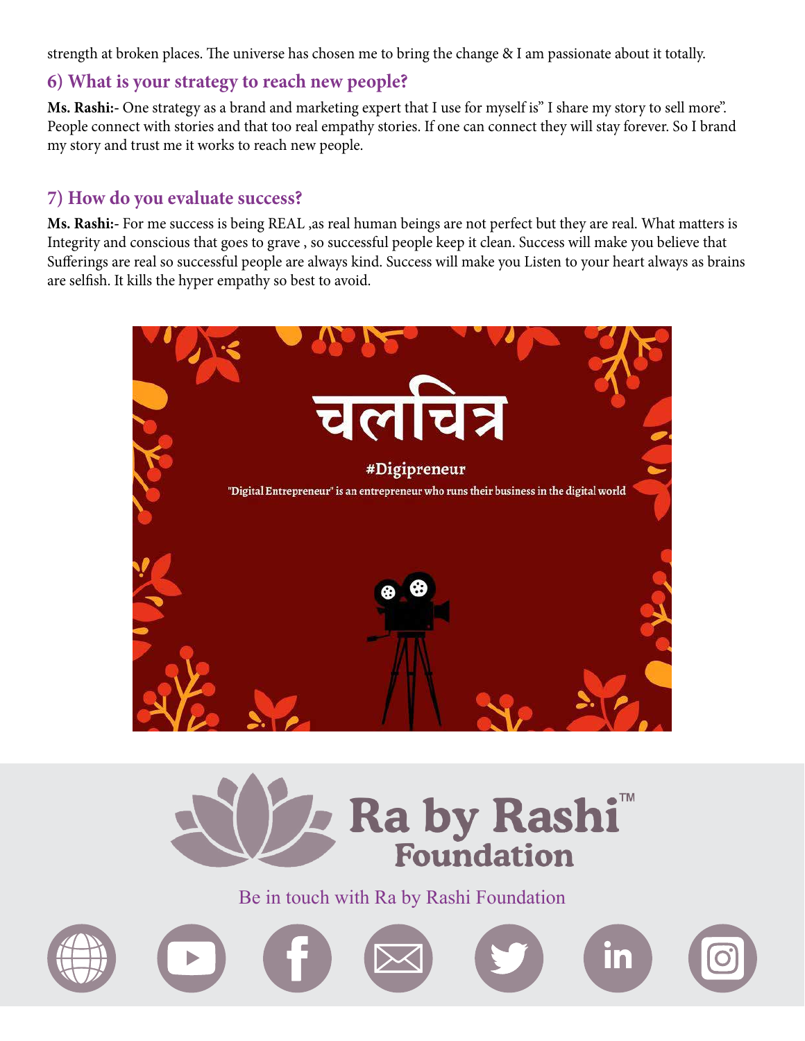strength at broken places. The universe has chosen me to bring the change & I am passionate about it totally.

### 6) What is your strategy to reach new people?

**Ms. Rashi:**- One strategy as a brand and marketing expert that I use for myself is" I share my story to sell more". People connect with stories and that too real empathy stories. If one can connect they will stay forever. So I brand my story and trust me it works to reach new people.

### 7) How do you evaluate success?

**Ms. Rashi:**- For me success is being REAL ,as real human beings are not perfect but they are real. What matters is Integrity and conscious that goes to grave , so successful people keep it clean. Success will make you believe that Sufferings are real so successful people are always kind. Success will make you Listen to your heart always as brains are selfish. It kills the hyper empathy so best to avoid.

चलचित्र

#Digipreneur

"Digital Entrepreneur" is an entrepreneur who runs their business in the digital world

Ra by Rashi™ Foundation

Be in touch with Ra by Rashi Foundation